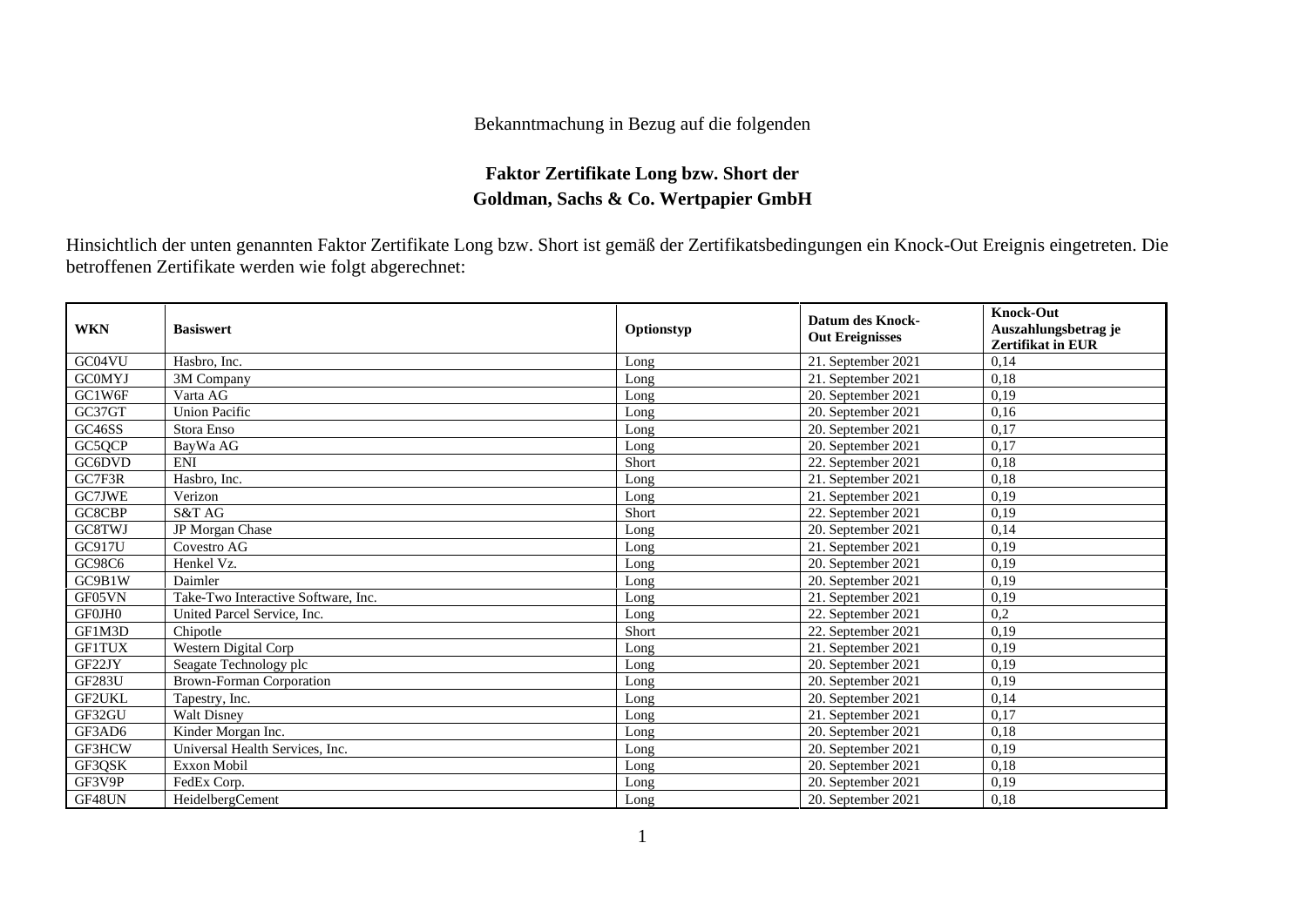Bekanntmachung in Bezug auf die folgenden

# Faktor Zertifikate Long bzw. Short der Goldman, Sachs & Co. Wertpapier GmbH

Hinsichtlich der unten genannten Faktor Zertifikate Long bzw. Short ist gemäß der Zertifikatsbedingungen ein Knock-Out Ereignis eingetreten. Die betroffenen Zertifikate werden wie folgt abgerechnet:

| WKN | Basiswert | Optionstyp | Datum des Knock-Out Ereignisses | Knock-Out Auszahlungsbetrag je Zertifikat in EUR |
|---|---|---|---|---|
| GC04VU | Hasbro, Inc. | Long | 21. September 2021 | 0,14 |
| GC0MYJ | 3M Company | Long | 21. September 2021 | 0,18 |
| GC1W6F | Varta AG | Long | 20. September 2021 | 0,19 |
| GC37GT | Union Pacific | Long | 20. September 2021 | 0,16 |
| GC46SS | Stora Enso | Long | 20. September 2021 | 0,17 |
| GC5QCP | BayWa AG | Long | 20. September 2021 | 0,17 |
| GC6DVD | ENI | Short | 22. September 2021 | 0,18 |
| GC7F3R | Hasbro, Inc. | Long | 21. September 2021 | 0,18 |
| GC7JWE | Verizon | Long | 21. September 2021 | 0,19 |
| GC8CBP | S&T AG | Short | 22. September 2021 | 0,19 |
| GC8TWJ | JP Morgan Chase | Long | 20. September 2021 | 0,14 |
| GC917U | Covestro AG | Long | 21. September 2021 | 0,19 |
| GC98C6 | Henkel Vz. | Long | 20. September 2021 | 0,19 |
| GC9B1W | Daimler | Long | 20. September 2021 | 0,19 |
| GF05VN | Take-Two Interactive Software, Inc. | Long | 21. September 2021 | 0,19 |
| GF0JH0 | United Parcel Service, Inc. | Long | 22. September 2021 | 0,2 |
| GF1M3D | Chipotle | Short | 22. September 2021 | 0,19 |
| GF1TUX | Western Digital Corp | Long | 21. September 2021 | 0,19 |
| GF22JY | Seagate Technology plc | Long | 20. September 2021 | 0,19 |
| GF283U | Brown-Forman Corporation | Long | 20. September 2021 | 0,19 |
| GF2UKL | Tapestry, Inc. | Long | 20. September 2021 | 0,14 |
| GF32GU | Walt Disney | Long | 21. September 2021 | 0,17 |
| GF3AD6 | Kinder Morgan Inc. | Long | 20. September 2021 | 0,18 |
| GF3HCW | Universal Health Services, Inc. | Long | 20. September 2021 | 0,19 |
| GF3QSK | Exxon Mobil | Long | 20. September 2021 | 0,18 |
| GF3V9P | FedEx Corp. | Long | 20. September 2021 | 0,19 |
| GF48UN | HeidelbergCement | Long | 20. September 2021 | 0,18 |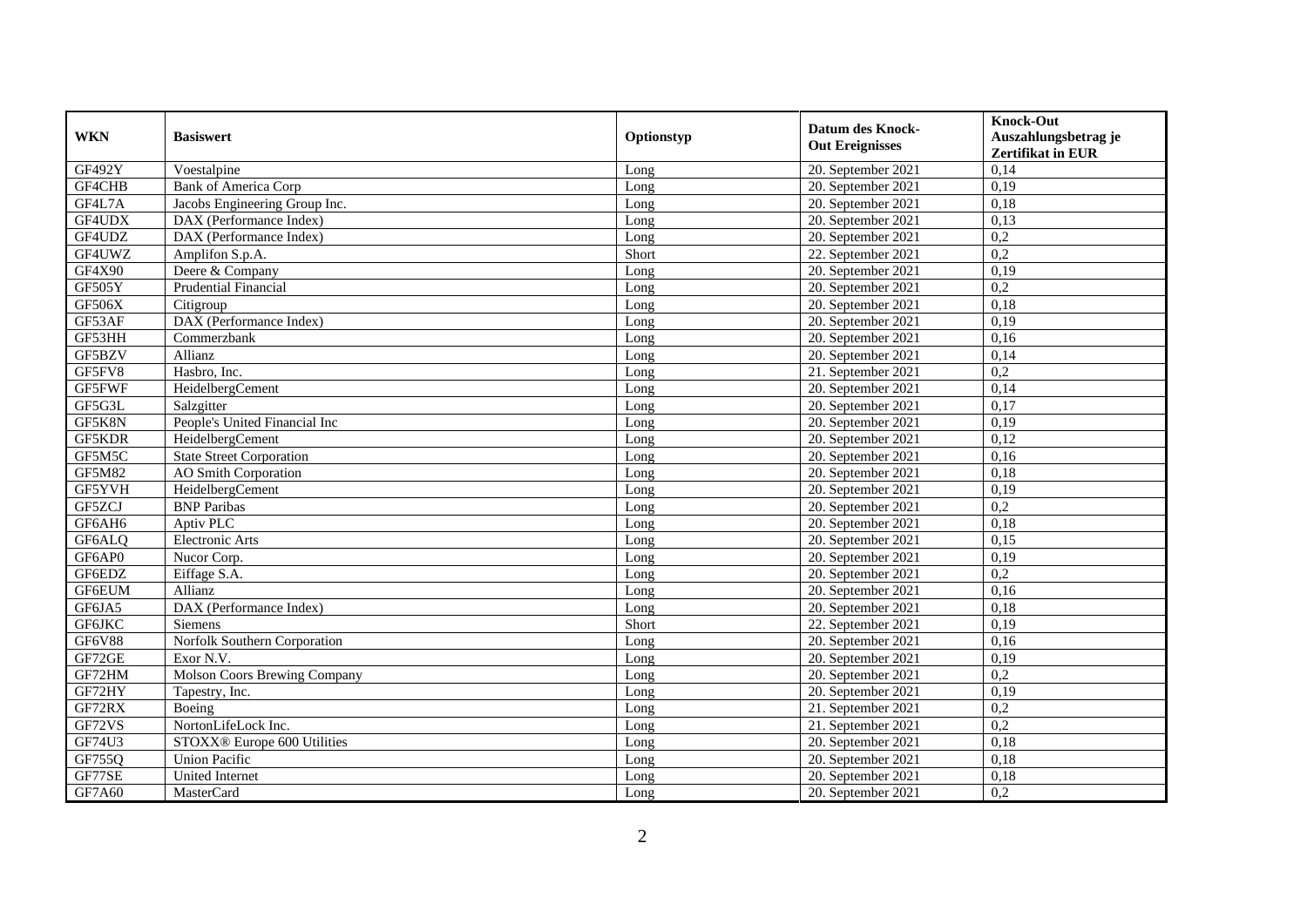| WKN | Basiswert | Optionstyp | Datum des Knock-Out Ereignisses | Knock-Out Auszahlungsbetrag je Zertifikat in EUR |
|---|---|---|---|---|
| GF492Y | Voestalpine | Long | 20. September 2021 | 0,14 |
| GF4CHB | Bank of America Corp | Long | 20. September 2021 | 0,19 |
| GF4L7A | Jacobs Engineering Group Inc. | Long | 20. September 2021 | 0,18 |
| GF4UDX | DAX (Performance Index) | Long | 20. September 2021 | 0,13 |
| GF4UDZ | DAX (Performance Index) | Long | 20. September 2021 | 0,2 |
| GF4UWZ | Amplifon S.p.A. | Short | 22. September 2021 | 0,2 |
| GF4X90 | Deere & Company | Long | 20. September 2021 | 0,19 |
| GF505Y | Prudential Financial | Long | 20. September 2021 | 0,2 |
| GF506X | Citigroup | Long | 20. September 2021 | 0,18 |
| GF53AF | DAX (Performance Index) | Long | 20. September 2021 | 0,19 |
| GF53HH | Commerzbank | Long | 20. September 2021 | 0,16 |
| GF5BZV | Allianz | Long | 20. September 2021 | 0,14 |
| GF5FV8 | Hasbro, Inc. | Long | 21. September 2021 | 0,2 |
| GF5FWF | HeidelbergCement | Long | 20. September 2021 | 0,14 |
| GF5G3L | Salzgitter | Long | 20. September 2021 | 0,17 |
| GF5K8N | People's United Financial Inc | Long | 20. September 2021 | 0,19 |
| GF5KDR | HeidelbergCement | Long | 20. September 2021 | 0,12 |
| GF5M5C | State Street Corporation | Long | 20. September 2021 | 0,16 |
| GF5M82 | AO Smith Corporation | Long | 20. September 2021 | 0,18 |
| GF5YVH | HeidelbergCement | Long | 20. September 2021 | 0,19 |
| GF5ZCJ | BNP Paribas | Long | 20. September 2021 | 0,2 |
| GF6AH6 | Aptiv PLC | Long | 20. September 2021 | 0,18 |
| GF6ALQ | Electronic Arts | Long | 20. September 2021 | 0,15 |
| GF6AP0 | Nucor Corp. | Long | 20. September 2021 | 0,19 |
| GF6EDZ | Eiffage S.A. | Long | 20. September 2021 | 0,2 |
| GF6EUM | Allianz | Long | 20. September 2021 | 0,16 |
| GF6JA5 | DAX (Performance Index) | Long | 20. September 2021 | 0,18 |
| GF6JKC | Siemens | Short | 22. September 2021 | 0,19 |
| GF6V88 | Norfolk Southern Corporation | Long | 20. September 2021 | 0,16 |
| GF72GE | Exor N.V. | Long | 20. September 2021 | 0,19 |
| GF72HM | Molson Coors Brewing Company | Long | 20. September 2021 | 0,2 |
| GF72HY | Tapestry, Inc. | Long | 20. September 2021 | 0,19 |
| GF72RX | Boeing | Long | 21. September 2021 | 0,2 |
| GF72VS | NortonLifeLock Inc. | Long | 21. September 2021 | 0,2 |
| GF74U3 | STOXX® Europe 600 Utilities | Long | 20. September 2021 | 0,18 |
| GF755Q | Union Pacific | Long | 20. September 2021 | 0,18 |
| GF77SE | United Internet | Long | 20. September 2021 | 0,18 |
| GF7A60 | MasterCard | Long | 20. September 2021 | 0,2 |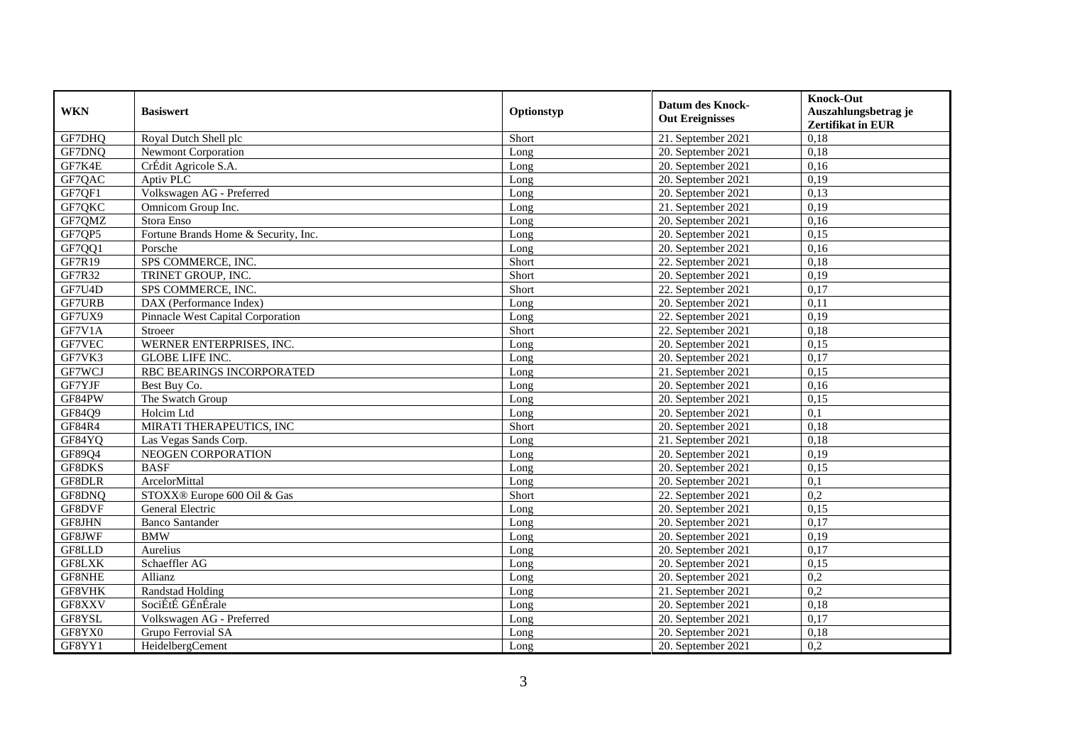| WKN | Basiswert | Optionstyp | Datum des Knock-Out Ereignisses | Knock-Out Auszahlungsbetrag je Zertifikat in EUR |
|---|---|---|---|---|
| GF7DHQ | Royal Dutch Shell plc | Short | 21. September 2021 | 0,18 |
| GF7DNQ | Newmont Corporation | Long | 20. September 2021 | 0,18 |
| GF7K4E | CrÉdit Agricole S.A. | Long | 20. September 2021 | 0,16 |
| GF7QAC | Aptiv PLC | Long | 20. September 2021 | 0,19 |
| GF7QF1 | Volkswagen AG - Preferred | Long | 20. September 2021 | 0,13 |
| GF7QKC | Omnicom Group Inc. | Long | 21. September 2021 | 0,19 |
| GF7QMZ | Stora Enso | Long | 20. September 2021 | 0,16 |
| GF7QP5 | Fortune Brands Home & Security, Inc. | Long | 20. September 2021 | 0,15 |
| GF7QQ1 | Porsche | Long | 20. September 2021 | 0,16 |
| GF7R19 | SPS COMMERCE, INC. | Short | 22. September 2021 | 0,18 |
| GF7R32 | TRINET GROUP, INC. | Short | 20. September 2021 | 0,19 |
| GF7U4D | SPS COMMERCE, INC. | Short | 22. September 2021 | 0,17 |
| GF7URB | DAX (Performance Index) | Long | 20. September 2021 | 0,11 |
| GF7UX9 | Pinnacle West Capital Corporation | Long | 22. September 2021 | 0,19 |
| GF7V1A | Stroeer | Short | 22. September 2021 | 0,18 |
| GF7VEC | WERNER ENTERPRISES, INC. | Long | 20. September 2021 | 0,15 |
| GF7VK3 | GLOBE LIFE INC. | Long | 20. September 2021 | 0,17 |
| GF7WCJ | RBC BEARINGS INCORPORATED | Long | 21. September 2021 | 0,15 |
| GF7YJF | Best Buy Co. | Long | 20. September 2021 | 0,16 |
| GF84PW | The Swatch Group | Long | 20. September 2021 | 0,15 |
| GF84Q9 | Holcim Ltd | Long | 20. September 2021 | 0,1 |
| GF84R4 | MIRATI THERAPEUTICS, INC | Short | 20. September 2021 | 0,18 |
| GF84YQ | Las Vegas Sands Corp. | Long | 21. September 2021 | 0,18 |
| GF89Q4 | NEOGEN CORPORATION | Long | 20. September 2021 | 0,19 |
| GF8DKS | BASF | Long | 20. September 2021 | 0,15 |
| GF8DLR | ArcelorMittal | Long | 20. September 2021 | 0,1 |
| GF8DNQ | STOXX® Europe 600 Oil & Gas | Short | 22. September 2021 | 0,2 |
| GF8DVF | General Electric | Long | 20. September 2021 | 0,15 |
| GF8JHN | Banco Santander | Long | 20. September 2021 | 0,17 |
| GF8JWF | BMW | Long | 20. September 2021 | 0,19 |
| GF8LLD | Aurelius | Long | 20. September 2021 | 0,17 |
| GF8LXK | Schaeffler AG | Long | 20. September 2021 | 0,15 |
| GF8NHE | Allianz | Long | 20. September 2021 | 0,2 |
| GF8VHK | Randstad Holding | Long | 21. September 2021 | 0,2 |
| GF8XXV | SociÉtÉ GÉnÉrale | Long | 20. September 2021 | 0,18 |
| GF8YSL | Volkswagen AG - Preferred | Long | 20. September 2021 | 0,17 |
| GF8YX0 | Grupo Ferrovial SA | Long | 20. September 2021 | 0,18 |
| GF8YY1 | HeidelbergCement | Long | 20. September 2021 | 0,2 |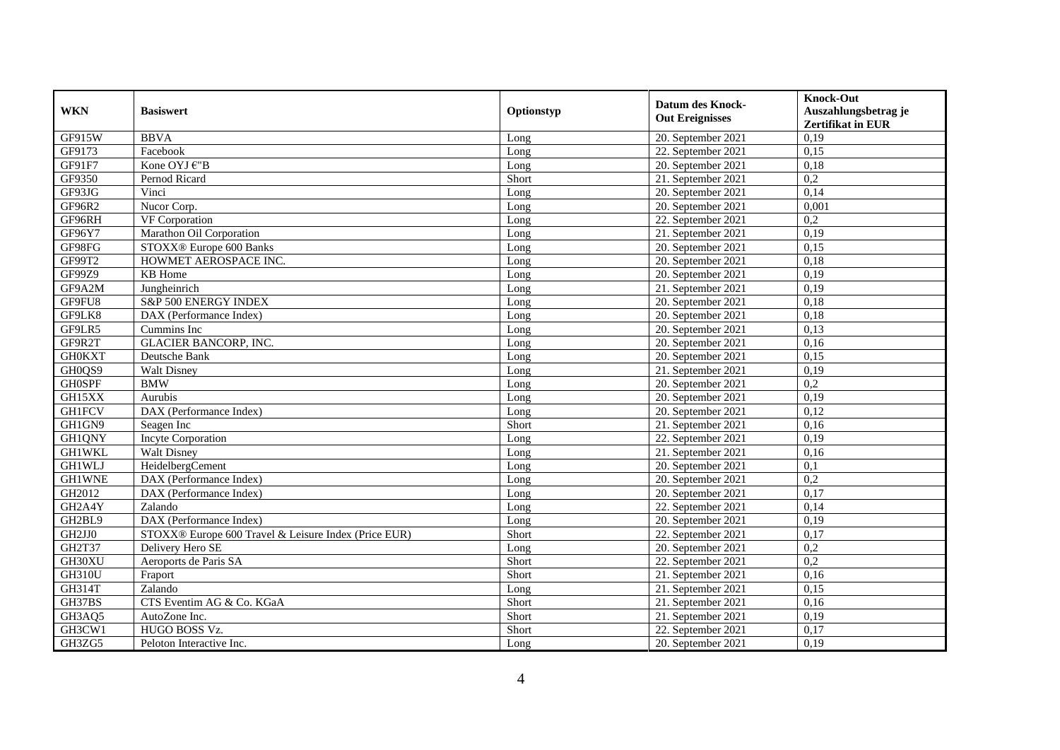| WKN | Basiswert | Optionstyp | Datum des Knock-Out Ereignisses | Knock-Out Auszahlungsbetrag je Zertifikat in EUR |
|---|---|---|---|---|
| GF915W | BBVA | Long | 20. September 2021 | 0,19 |
| GF9173 | Facebook | Long | 22. September 2021 | 0,15 |
| GF91F7 | Kone OYJ €"B | Long | 20. September 2021 | 0,18 |
| GF9350 | Pernod Ricard | Short | 21. September 2021 | 0,2 |
| GF93JG | Vinci | Long | 20. September 2021 | 0,14 |
| GF96R2 | Nucor Corp. | Long | 20. September 2021 | 0,001 |
| GF96RH | VF Corporation | Long | 22. September 2021 | 0,2 |
| GF96Y7 | Marathon Oil Corporation | Long | 21. September 2021 | 0,19 |
| GF98FG | STOXX® Europe 600 Banks | Long | 20. September 2021 | 0,15 |
| GF99T2 | HOWMET AEROSPACE INC. | Long | 20. September 2021 | 0,18 |
| GF99Z9 | KB Home | Long | 20. September 2021 | 0,19 |
| GF9A2M | Jungheinrich | Long | 21. September 2021 | 0,19 |
| GF9FU8 | S&P 500 ENERGY INDEX | Long | 20. September 2021 | 0,18 |
| GF9LK8 | DAX (Performance Index) | Long | 20. September 2021 | 0,18 |
| GF9LR5 | Cummins Inc | Long | 20. September 2021 | 0,13 |
| GF9R2T | GLACIER BANCORP, INC. | Long | 20. September 2021 | 0,16 |
| GH0KXT | Deutsche Bank | Long | 20. September 2021 | 0,15 |
| GH0QS9 | Walt Disney | Long | 21. September 2021 | 0,19 |
| GH0SPF | BMW | Long | 20. September 2021 | 0,2 |
| GH15XX | Aurubis | Long | 20. September 2021 | 0,19 |
| GH1FCV | DAX (Performance Index) | Long | 20. September 2021 | 0,12 |
| GH1GN9 | Seagen Inc | Short | 21. September 2021 | 0,16 |
| GH1QNY | Incyte Corporation | Long | 22. September 2021 | 0,19 |
| GH1WKL | Walt Disney | Long | 21. September 2021 | 0,16 |
| GH1WLJ | HeidelbergCement | Long | 20. September 2021 | 0,1 |
| GH1WNE | DAX (Performance Index) | Long | 20. September 2021 | 0,2 |
| GH2012 | DAX (Performance Index) | Long | 20. September 2021 | 0,17 |
| GH2A4Y | Zalando | Long | 22. September 2021 | 0,14 |
| GH2BL9 | DAX (Performance Index) | Long | 20. September 2021 | 0,19 |
| GH2JJ0 | STOXX® Europe 600 Travel & Leisure Index (Price EUR) | Short | 22. September 2021 | 0,17 |
| GH2T37 | Delivery Hero SE | Long | 20. September 2021 | 0,2 |
| GH30XU | Aeroports de Paris SA | Short | 22. September 2021 | 0,2 |
| GH310U | Fraport | Short | 21. September 2021 | 0,16 |
| GH314T | Zalando | Long | 21. September 2021 | 0,15 |
| GH37BS | CTS Eventim AG & Co. KGaA | Short | 21. September 2021 | 0,16 |
| GH3AQ5 | AutoZone Inc. | Short | 21. September 2021 | 0,19 |
| GH3CW1 | HUGO BOSS Vz. | Short | 22. September 2021 | 0,17 |
| GH3ZG5 | Peloton Interactive Inc. | Long | 20. September 2021 | 0,19 |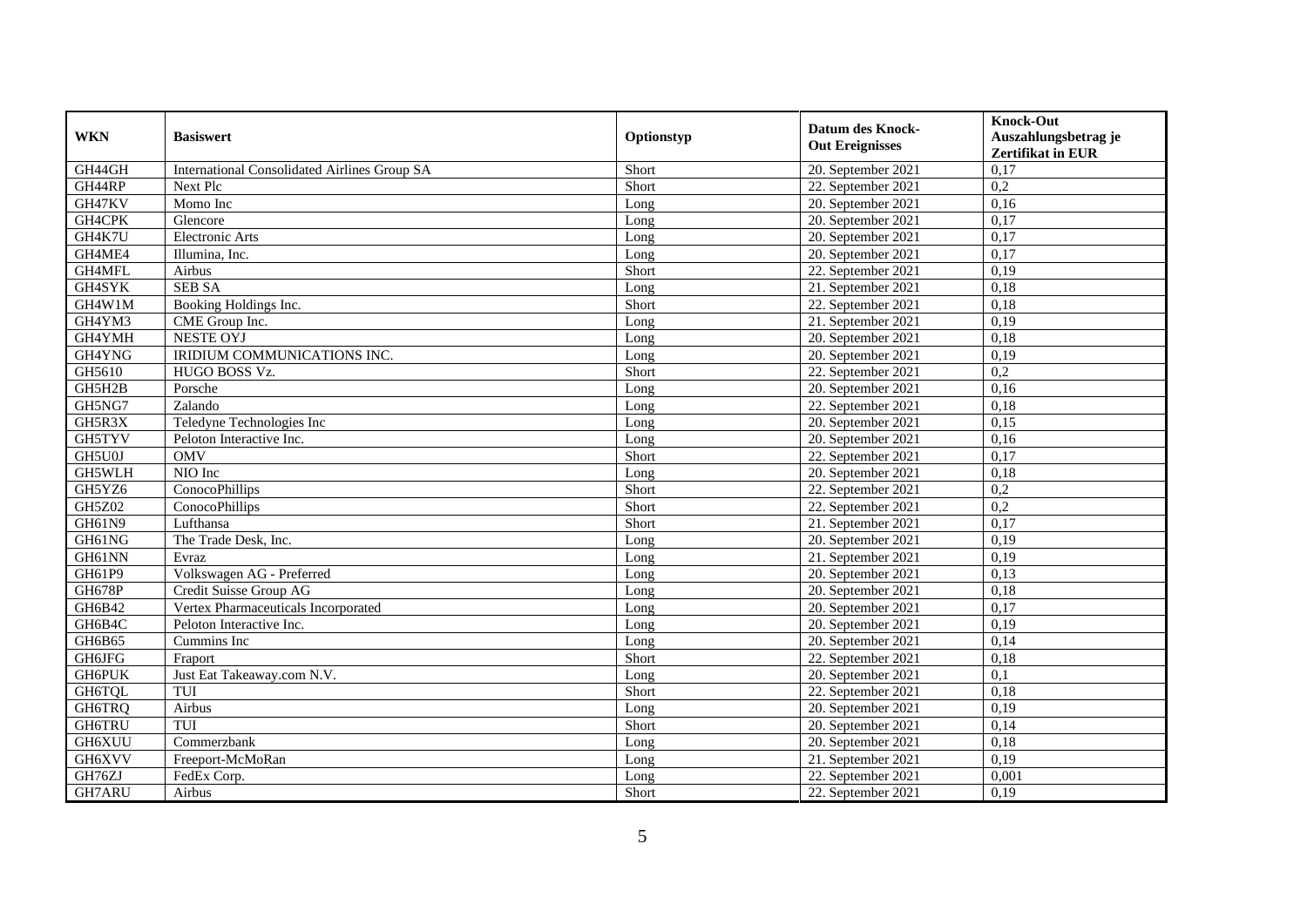| WKN | Basiswert | Optionstyp | Datum des Knock-Out Ereignisses | Knock-Out Auszahlungsbetrag je Zertifikat in EUR |
|---|---|---|---|---|
| GH44GH | International Consolidated Airlines Group SA | Short | 20. September 2021 | 0,17 |
| GH44RP | Next Plc | Short | 22. September 2021 | 0,2 |
| GH47KV | Momo Inc | Long | 20. September 2021 | 0,16 |
| GH4CPK | Glencore | Long | 20. September 2021 | 0,17 |
| GH4K7U | Electronic Arts | Long | 20. September 2021 | 0,17 |
| GH4ME4 | Illumina, Inc. | Long | 20. September 2021 | 0,17 |
| GH4MFL | Airbus | Short | 22. September 2021 | 0,19 |
| GH4SYK | SEB SA | Long | 21. September 2021 | 0,18 |
| GH4W1M | Booking Holdings Inc. | Short | 22. September 2021 | 0,18 |
| GH4YM3 | CME Group Inc. | Long | 21. September 2021 | 0,19 |
| GH4YMH | NESTE OYJ | Long | 20. September 2021 | 0,18 |
| GH4YNG | IRIDIUM COMMUNICATIONS INC. | Long | 20. September 2021 | 0,19 |
| GH5610 | HUGO BOSS Vz. | Short | 22. September 2021 | 0,2 |
| GH5H2B | Porsche | Long | 20. September 2021 | 0,16 |
| GH5NG7 | Zalando | Long | 22. September 2021 | 0,18 |
| GH5R3X | Teledyne Technologies Inc | Long | 20. September 2021 | 0,15 |
| GH5TYV | Peloton Interactive Inc. | Long | 20. September 2021 | 0,16 |
| GH5U0J | OMV | Short | 22. September 2021 | 0,17 |
| GH5WLH | NIO Inc | Long | 20. September 2021 | 0,18 |
| GH5YZ6 | ConocoPhillips | Short | 22. September 2021 | 0,2 |
| GH5Z02 | ConocoPhillips | Short | 22. September 2021 | 0,2 |
| GH61N9 | Lufthansa | Short | 21. September 2021 | 0,17 |
| GH61NG | The Trade Desk, Inc. | Long | 20. September 2021 | 0,19 |
| GH61NN | Evraz | Long | 21. September 2021 | 0,19 |
| GH61P9 | Volkswagen AG - Preferred | Long | 20. September 2021 | 0,13 |
| GH678P | Credit Suisse Group AG | Long | 20. September 2021 | 0,18 |
| GH6B42 | Vertex Pharmaceuticals Incorporated | Long | 20. September 2021 | 0,17 |
| GH6B4C | Peloton Interactive Inc. | Long | 20. September 2021 | 0,19 |
| GH6B65 | Cummins Inc | Long | 20. September 2021 | 0,14 |
| GH6JFG | Fraport | Short | 22. September 2021 | 0,18 |
| GH6PUK | Just Eat Takeaway.com N.V. | Long | 20. September 2021 | 0,1 |
| GH6TQL | TUI | Short | 22. September 2021 | 0,18 |
| GH6TRQ | Airbus | Long | 20. September 2021 | 0,19 |
| GH6TRU | TUI | Short | 20. September 2021 | 0,14 |
| GH6XUU | Commerzbank | Long | 20. September 2021 | 0,18 |
| GH6XVV | Freeport-McMoRan | Long | 21. September 2021 | 0,19 |
| GH76ZJ | FedEx Corp. | Long | 22. September 2021 | 0,001 |
| GH7ARU | Airbus | Short | 22. September 2021 | 0,19 |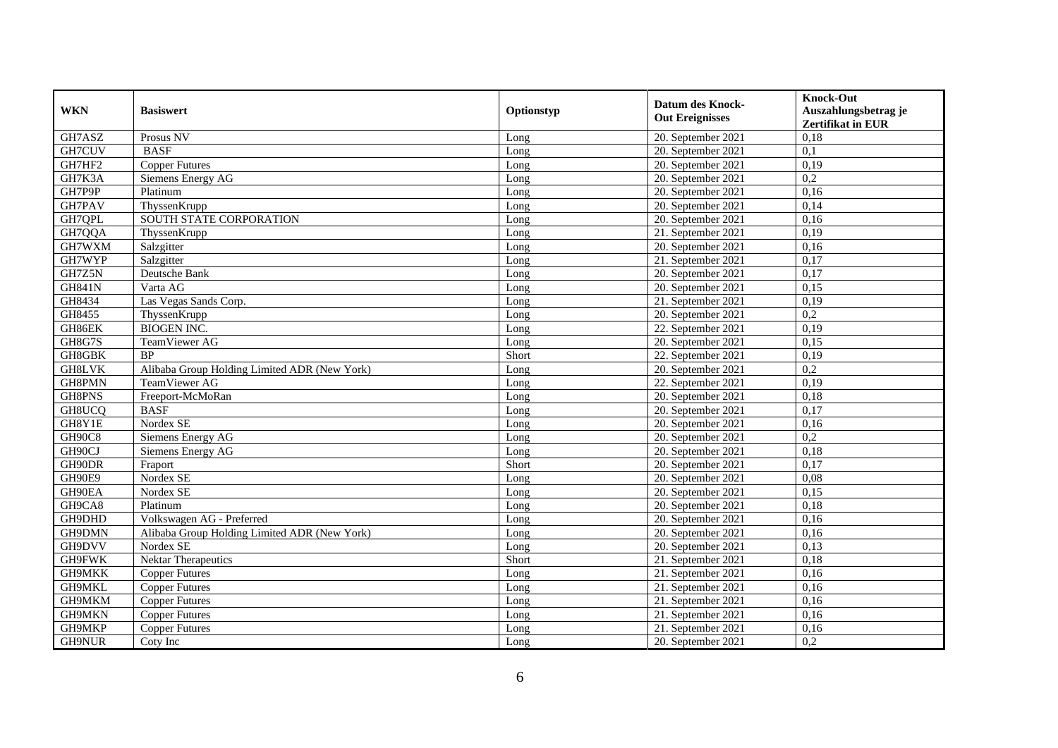| WKN | Basiswert | Optionstyp | Datum des Knock-Out Ereignisses | Knock-Out Auszahlungsbetrag je Zertifikat in EUR |
|---|---|---|---|---|
| GH7ASZ | Prosus NV | Long | 20. September 2021 | 0,18 |
| GH7CUV | BASF | Long | 20. September 2021 | 0,1 |
| GH7HF2 | Copper Futures | Long | 20. September 2021 | 0,19 |
| GH7K3A | Siemens Energy AG | Long | 20. September 2021 | 0,2 |
| GH7P9P | Platinum | Long | 20. September 2021 | 0,16 |
| GH7PAV | ThyssenKrupp | Long | 20. September 2021 | 0,14 |
| GH7QPL | SOUTH STATE CORPORATION | Long | 20. September 2021 | 0,16 |
| GH7QQA | ThyssenKrupp | Long | 21. September 2021 | 0,19 |
| GH7WXM | Salzgitter | Long | 20. September 2021 | 0,16 |
| GH7WYP | Salzgitter | Long | 21. September 2021 | 0,17 |
| GH7Z5N | Deutsche Bank | Long | 20. September 2021 | 0,17 |
| GH841N | Varta AG | Long | 20. September 2021 | 0,15 |
| GH8434 | Las Vegas Sands Corp. | Long | 21. September 2021 | 0,19 |
| GH8455 | ThyssenKrupp | Long | 20. September 2021 | 0,2 |
| GH86EK | BIOGEN INC. | Long | 22. September 2021 | 0,19 |
| GH8G7S | TeamViewer AG | Long | 20. September 2021 | 0,15 |
| GH8GBK | BP | Short | 22. September 2021 | 0,19 |
| GH8LVK | Alibaba Group Holding Limited ADR (New York) | Long | 20. September 2021 | 0,2 |
| GH8PMN | TeamViewer AG | Long | 22. September 2021 | 0,19 |
| GH8PNS | Freeport-McMoRan | Long | 20. September 2021 | 0,18 |
| GH8UCQ | BASF | Long | 20. September 2021 | 0,17 |
| GH8Y1E | Nordex SE | Long | 20. September 2021 | 0,16 |
| GH90C8 | Siemens Energy AG | Long | 20. September 2021 | 0,2 |
| GH90CJ | Siemens Energy AG | Long | 20. September 2021 | 0,18 |
| GH90DR | Fraport | Short | 20. September 2021 | 0,17 |
| GH90E9 | Nordex SE | Long | 20. September 2021 | 0,08 |
| GH90EA | Nordex SE | Long | 20. September 2021 | 0,15 |
| GH9CA8 | Platinum | Long | 20. September 2021 | 0,18 |
| GH9DHD | Volkswagen AG - Preferred | Long | 20. September 2021 | 0,16 |
| GH9DMN | Alibaba Group Holding Limited ADR (New York) | Long | 20. September 2021 | 0,16 |
| GH9DVV | Nordex SE | Long | 20. September 2021 | 0,13 |
| GH9FWK | Nektar Therapeutics | Short | 21. September 2021 | 0,18 |
| GH9MKK | Copper Futures | Long | 21. September 2021 | 0,16 |
| GH9MKL | Copper Futures | Long | 21. September 2021 | 0,16 |
| GH9MKM | Copper Futures | Long | 21. September 2021 | 0,16 |
| GH9MKN | Copper Futures | Long | 21. September 2021 | 0,16 |
| GH9MKP | Copper Futures | Long | 21. September 2021 | 0,16 |
| GH9NUR | Coty Inc | Long | 20. September 2021 | 0,2 |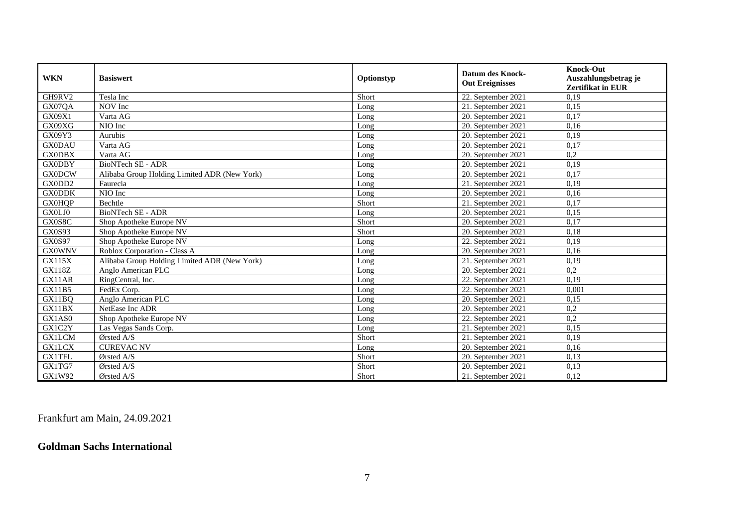| WKN | Basiswert | Optionstyp | Datum des Knock-Out Ereignisses | Knock-Out Auszahlungsbetrag je Zertifikat in EUR |
|---|---|---|---|---|
| GH9RV2 | Tesla Inc | Short | 22. September 2021 | 0,19 |
| GX07QA | NOV Inc | Long | 21. September 2021 | 0,15 |
| GX09X1 | Varta AG | Long | 20. September 2021 | 0,17 |
| GX09XG | NIO Inc | Long | 20. September 2021 | 0,16 |
| GX09Y3 | Aurubis | Long | 20. September 2021 | 0,19 |
| GX0DAU | Varta AG | Long | 20. September 2021 | 0,17 |
| GX0DBX | Varta AG | Long | 20. September 2021 | 0,2 |
| GX0DBY | BioNTech SE - ADR | Long | 20. September 2021 | 0,19 |
| GX0DCW | Alibaba Group Holding Limited ADR (New York) | Long | 20. September 2021 | 0,17 |
| GX0DD2 | Faurecia | Long | 21. September 2021 | 0,19 |
| GX0DDK | NIO Inc | Long | 20. September 2021 | 0,16 |
| GX0HQP | Bechtle | Short | 21. September 2021 | 0,17 |
| GX0LJ0 | BioNTech SE - ADR | Long | 20. September 2021 | 0,15 |
| GX0S8C | Shop Apotheke Europe NV | Short | 20. September 2021 | 0,17 |
| GX0S93 | Shop Apotheke Europe NV | Short | 20. September 2021 | 0,18 |
| GX0S97 | Shop Apotheke Europe NV | Long | 22. September 2021 | 0,19 |
| GX0WNV | Roblox Corporation - Class A | Long | 20. September 2021 | 0,16 |
| GX115X | Alibaba Group Holding Limited ADR (New York) | Long | 21. September 2021 | 0,19 |
| GX118Z | Anglo American PLC | Long | 20. September 2021 | 0,2 |
| GX11AR | RingCentral, Inc. | Long | 22. September 2021 | 0,19 |
| GX11B5 | FedEx Corp. | Long | 22. September 2021 | 0,001 |
| GX11BQ | Anglo American PLC | Long | 20. September 2021 | 0,15 |
| GX11BX | NetEase Inc ADR | Long | 20. September 2021 | 0,2 |
| GX1AS0 | Shop Apotheke Europe NV | Long | 22. September 2021 | 0,2 |
| GX1C2Y | Las Vegas Sands Corp. | Long | 21. September 2021 | 0,15 |
| GX1LCM | Ørsted A/S | Short | 21. September 2021 | 0,19 |
| GX1LCX | CUREVAC NV | Long | 20. September 2021 | 0,16 |
| GX1TFL | Ørsted A/S | Short | 20. September 2021 | 0,13 |
| GX1TG7 | Ørsted A/S | Short | 20. September 2021 | 0,13 |
| GX1W92 | Ørsted A/S | Short | 21. September 2021 | 0,12 |

Frankfurt am Main, 24.09.2021

**Goldman Sachs International**